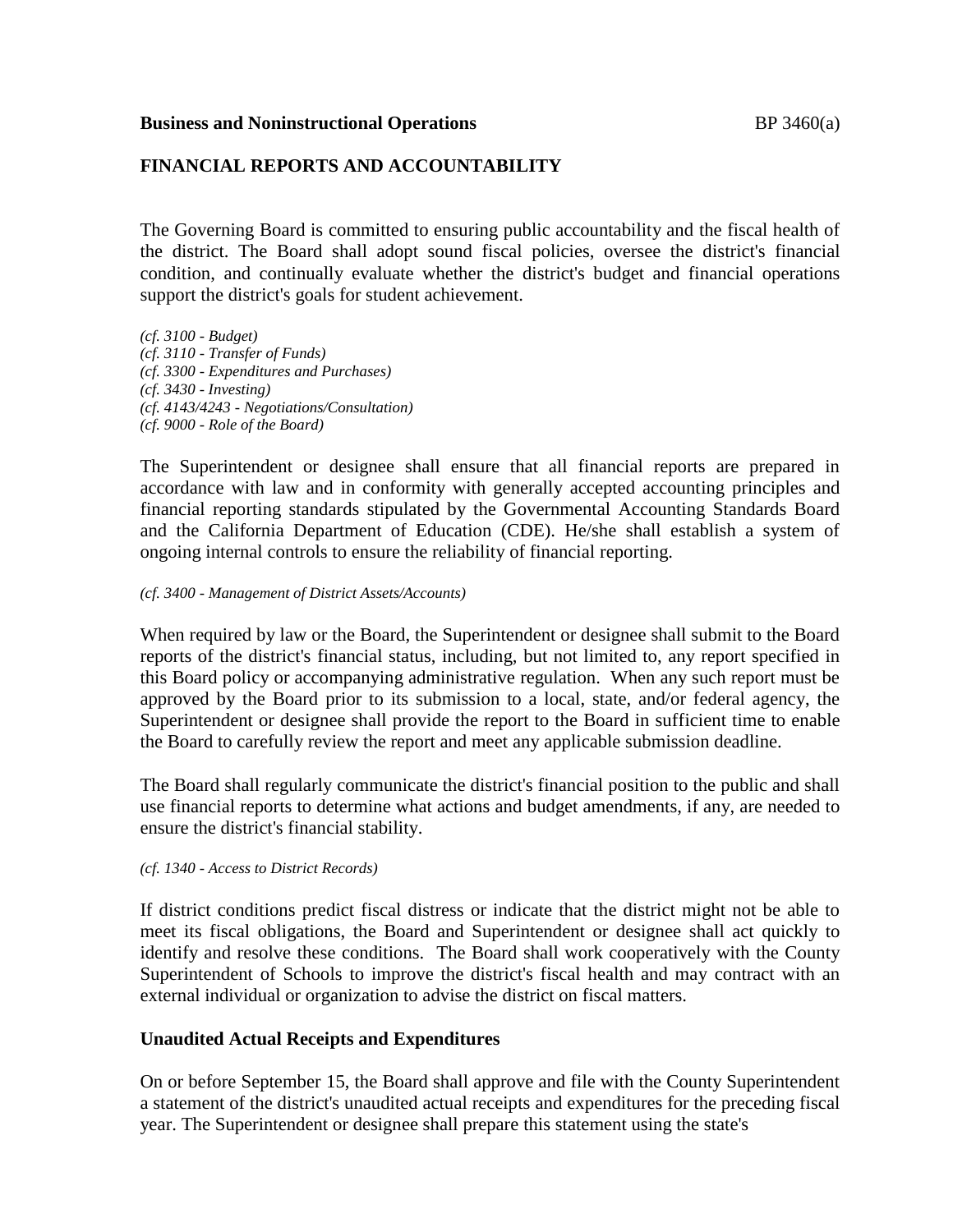**Business and Noninstructional Operations** BP 3460(a)

## FINANCIAL REPORTS AND ACCOUNTABILITY

The Governing Board is committed to ensuring public accountability and the fiscal health of the district. The Board shall adopt sound fiscal policies, oversee the district's financial condition, and continually evaluate whether the district's budget and financial operations support the district's goals for student achievement.

*(cf. 3100 - Budget)*
*(cf. 3110 - Transfer of Funds)*
*(cf. 3300 - Expenditures and Purchases)*
*(cf. 3430 - Investing)*
*(cf. 4143/4243 - Negotiations/Consultation)*
*(cf. 9000 - Role of the Board)*

The Superintendent or designee shall ensure that all financial reports are prepared in accordance with law and in conformity with generally accepted accounting principles and financial reporting standards stipulated by the Governmental Accounting Standards Board and the California Department of Education (CDE). He/she shall establish a system of ongoing internal controls to ensure the reliability of financial reporting.

*(cf. 3400 - Management of District Assets/Accounts)*

When required by law or the Board, the Superintendent or designee shall submit to the Board reports of the district's financial status, including, but not limited to, any report specified in this Board policy or accompanying administrative regulation. When any such report must be approved by the Board prior to its submission to a local, state, and/or federal agency, the Superintendent or designee shall provide the report to the Board in sufficient time to enable the Board to carefully review the report and meet any applicable submission deadline.

The Board shall regularly communicate the district's financial position to the public and shall use financial reports to determine what actions and budget amendments, if any, are needed to ensure the district's financial stability.

*(cf. 1340 - Access to District Records)*

If district conditions predict fiscal distress or indicate that the district might not be able to meet its fiscal obligations, the Board and Superintendent or designee shall act quickly to identify and resolve these conditions. The Board shall work cooperatively with the County Superintendent of Schools to improve the district's fiscal health and may contract with an external individual or organization to advise the district on fiscal matters.

### Unaudited Actual Receipts and Expenditures

On or before September 15, the Board shall approve and file with the County Superintendent a statement of the district's unaudited actual receipts and expenditures for the preceding fiscal year. The Superintendent or designee shall prepare this statement using the state's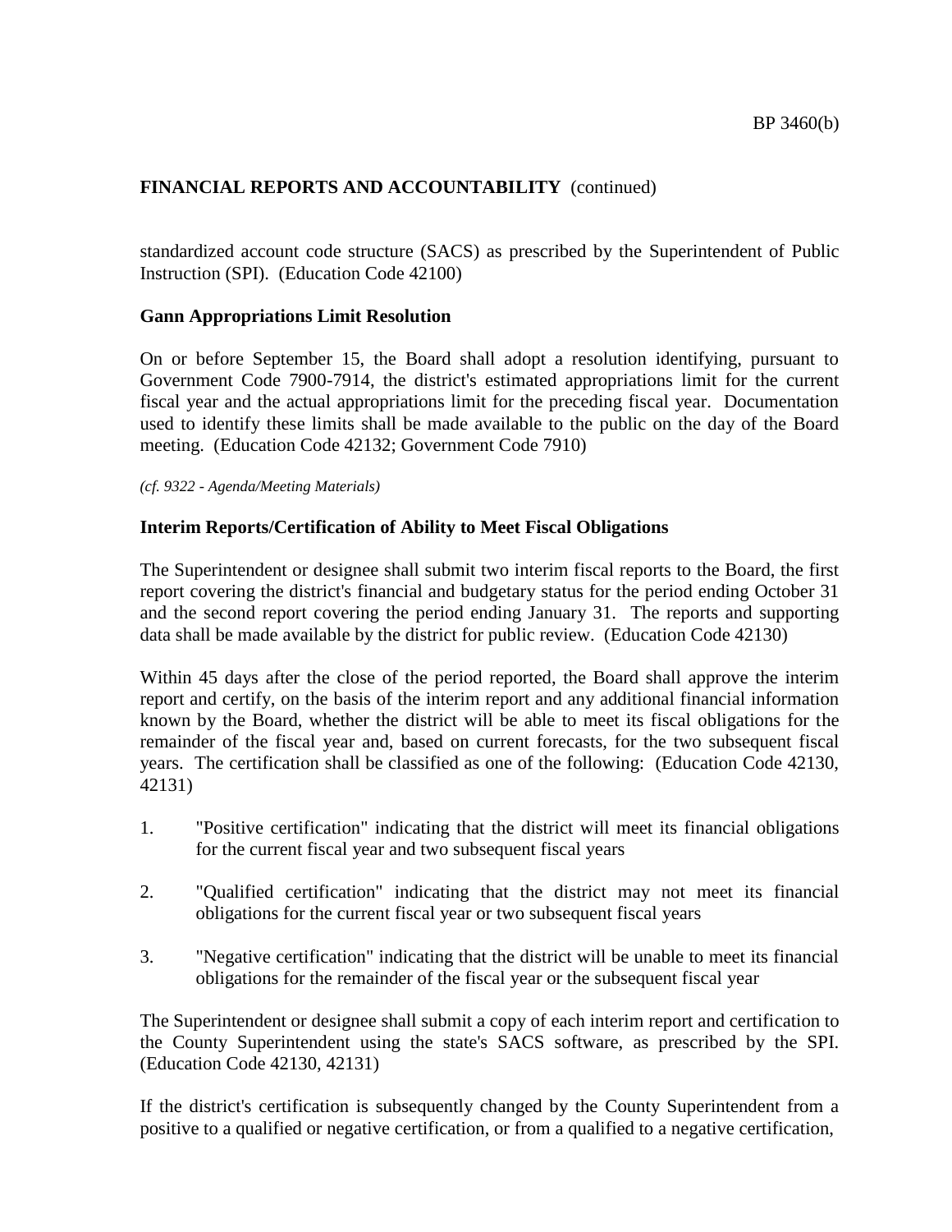standardized account code structure (SACS) as prescribed by the Superintendent of Public Instruction (SPI). (Education Code 42100)

**Gann Appropriations Limit Resolution**

On or before September 15, the Board shall adopt a resolution identifying, pursuant to Government Code 7900-7914, the district's estimated appropriations limit for the current fiscal year and the actual appropriations limit for the preceding fiscal year. Documentation used to identify these limits shall be made available to the public on the day of the Board meeting. (Education Code 42132; Government Code 7910)

*(cf. 9322 - Agenda/Meeting Materials)*

**Interim Reports/Certification of Ability to Meet Fiscal Obligations**

The Superintendent or designee shall submit two interim fiscal reports to the Board, the first report covering the district's financial and budgetary status for the period ending October 31 and the second report covering the period ending January 31. The reports and supporting data shall be made available by the district for public review. (Education Code 42130)

Within 45 days after the close of the period reported, the Board shall approve the interim report and certify, on the basis of the interim report and any additional financial information known by the Board, whether the district will be able to meet its fiscal obligations for the remainder of the fiscal year and, based on current forecasts, for the two subsequent fiscal years. The certification shall be classified as one of the following: (Education Code 42130, 42131)

1. "Positive certification" indicating that the district will meet its financial obligations for the current fiscal year and two subsequent fiscal years

2. "Qualified certification" indicating that the district may not meet its financial obligations for the current fiscal year or two subsequent fiscal years

3. "Negative certification" indicating that the district will be unable to meet its financial obligations for the remainder of the fiscal year or the subsequent fiscal year

The Superintendent or designee shall submit a copy of each interim report and certification to the County Superintendent using the state's SACS software, as prescribed by the SPI. (Education Code 42130, 42131)

If the district's certification is subsequently changed by the County Superintendent from a positive to a qualified or negative certification, or from a qualified to a negative certification,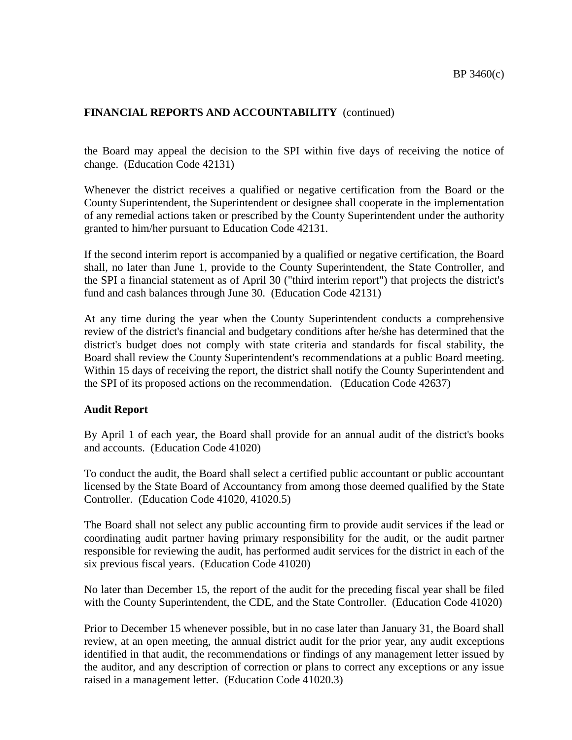the Board may appeal the decision to the SPI within five days of receiving the notice of change. (Education Code 42131)

Whenever the district receives a qualified or negative certification from the Board or the County Superintendent, the Superintendent or designee shall cooperate in the implementation of any remedial actions taken or prescribed by the County Superintendent under the authority granted to him/her pursuant to Education Code 42131.

If the second interim report is accompanied by a qualified or negative certification, the Board shall, no later than June 1, provide to the County Superintendent, the State Controller, and the SPI a financial statement as of April 30 ("third interim report") that projects the district's fund and cash balances through June 30. (Education Code 42131)

At any time during the year when the County Superintendent conducts a comprehensive review of the district's financial and budgetary conditions after he/she has determined that the district's budget does not comply with state criteria and standards for fiscal stability, the Board shall review the County Superintendent's recommendations at a public Board meeting. Within 15 days of receiving the report, the district shall notify the County Superintendent and the SPI of its proposed actions on the recommendation. (Education Code 42637)

**Audit Report**

By April 1 of each year, the Board shall provide for an annual audit of the district's books and accounts. (Education Code 41020)

To conduct the audit, the Board shall select a certified public accountant or public accountant licensed by the State Board of Accountancy from among those deemed qualified by the State Controller. (Education Code 41020, 41020.5)

The Board shall not select any public accounting firm to provide audit services if the lead or coordinating audit partner having primary responsibility for the audit, or the audit partner responsible for reviewing the audit, has performed audit services for the district in each of the six previous fiscal years. (Education Code 41020)

No later than December 15, the report of the audit for the preceding fiscal year shall be filed with the County Superintendent, the CDE, and the State Controller. (Education Code 41020)

Prior to December 15 whenever possible, but in no case later than January 31, the Board shall review, at an open meeting, the annual district audit for the prior year, any audit exceptions identified in that audit, the recommendations or findings of any management letter issued by the auditor, and any description of correction or plans to correct any exceptions or any issue raised in a management letter. (Education Code 41020.3)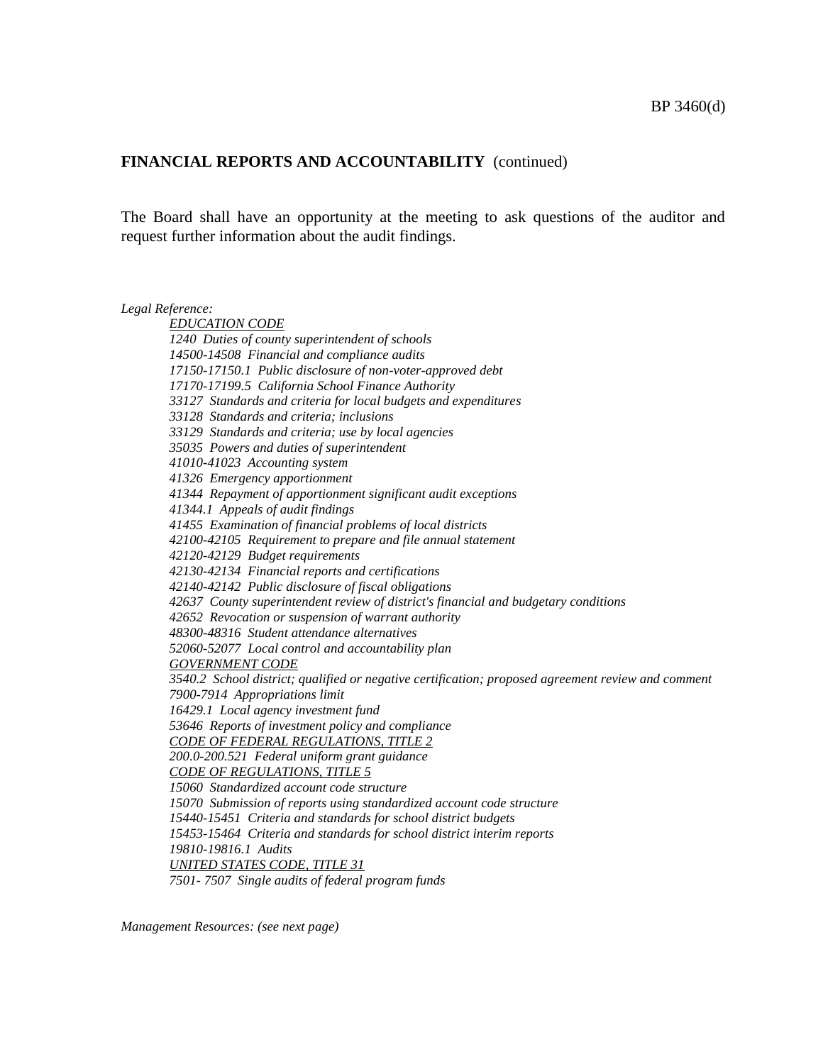**FINANCIAL REPORTS AND ACCOUNTABILITY** (continued)

The Board shall have an opportunity at the meeting to ask questions of the auditor and request further information about the audit findings.

*Legal Reference:*

*EDUCATION CODE*

*1240 Duties of county superintendent of schools*
*14500-14508 Financial and compliance audits*
*17150-17150.1 Public disclosure of non-voter-approved debt*
*17170-17199.5 California School Finance Authority*
*33127 Standards and criteria for local budgets and expenditures*
*33128 Standards and criteria; inclusions*
*33129 Standards and criteria; use by local agencies*
*35035 Powers and duties of superintendent*
*41010-41023 Accounting system*
*41326 Emergency apportionment*
*41344 Repayment of apportionment significant audit exceptions*
*41344.1 Appeals of audit findings*
*41455 Examination of financial problems of local districts*
*42100-42105 Requirement to prepare and file annual statement*
*42120-42129 Budget requirements*
*42130-42134 Financial reports and certifications*
*42140-42142 Public disclosure of fiscal obligations*
*42637 County superintendent review of district's financial and budgetary conditions*
*42652 Revocation or suspension of warrant authority*
*48300-48316 Student attendance alternatives*
*52060-52077 Local control and accountability plan*

*GOVERNMENT CODE*

*3540.2 School district; qualified or negative certification; proposed agreement review and comment*
*7900-7914 Appropriations limit*
*16429.1 Local agency investment fund*
*53646 Reports of investment policy and compliance*

*CODE OF FEDERAL REGULATIONS, TITLE 2*

*200.0-200.521 Federal uniform grant guidance*

*CODE OF REGULATIONS, TITLE 5*

*15060 Standardized account code structure*
*15070 Submission of reports using standardized account code structure*
*15440-15451 Criteria and standards for school district budgets*
*15453-15464 Criteria and standards for school district interim reports*
*19810-19816.1 Audits*

*UNITED STATES CODE, TITLE 31*

*7501- 7507 Single audits of federal program funds*

*Management Resources: (see next page)*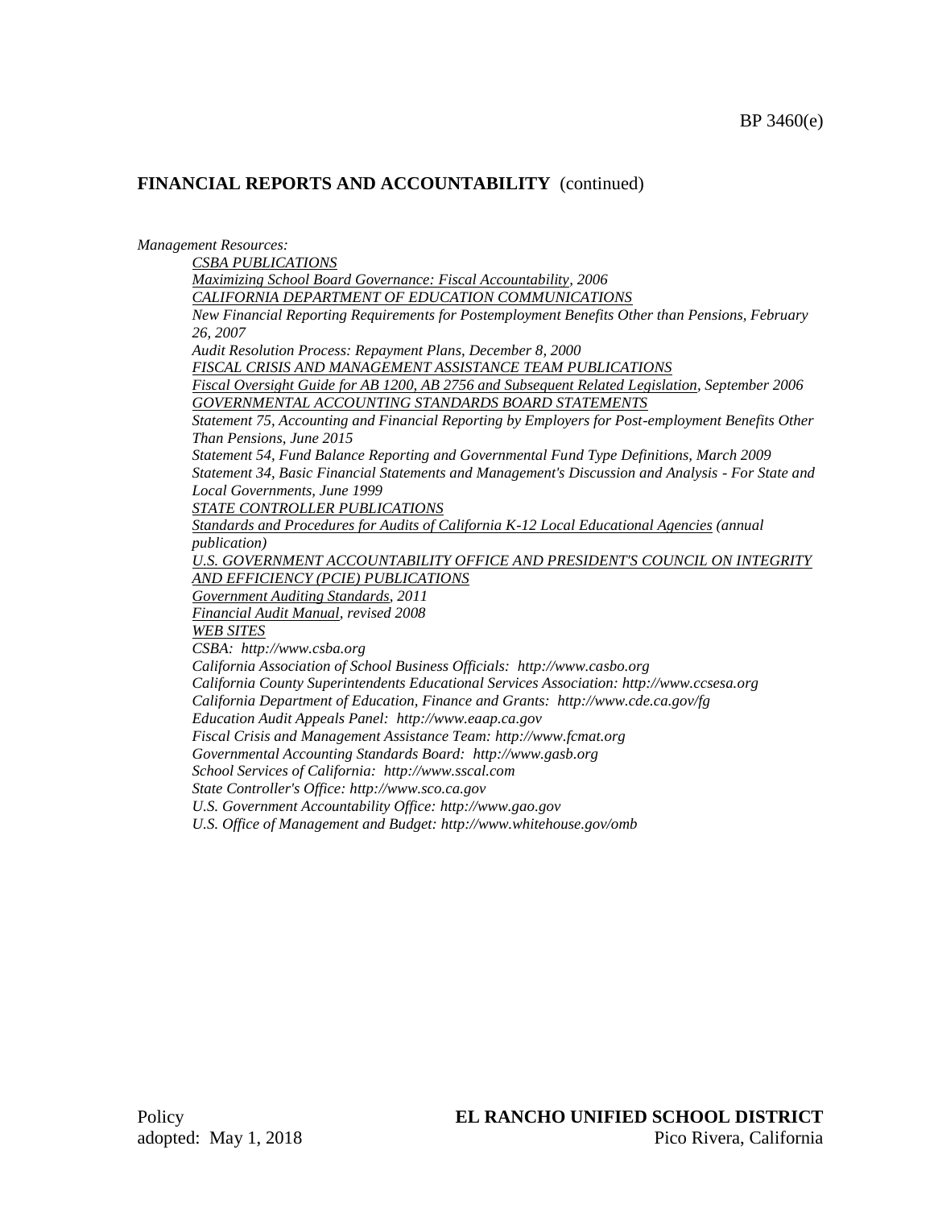## FINANCIAL REPORTS AND ACCOUNTABILITY (continued)

*Management Resources:*

*CSBA PUBLICATIONS*

*Maximizing School Board Governance: Fiscal Accountability, 2006*

*CALIFORNIA DEPARTMENT OF EDUCATION COMMUNICATIONS*

*New Financial Reporting Requirements for Postemployment Benefits Other than Pensions, February 26, 2007*

*Audit Resolution Process: Repayment Plans, December 8, 2000*

*FISCAL CRISIS AND MANAGEMENT ASSISTANCE TEAM PUBLICATIONS*

*Fiscal Oversight Guide for AB 1200, AB 2756 and Subsequent Related Legislation, September 2006*

*GOVERNMENTAL ACCOUNTING STANDARDS BOARD STATEMENTS*

*Statement 75, Accounting and Financial Reporting by Employers for Post-employment Benefits Other Than Pensions, June 2015*

*Statement 54, Fund Balance Reporting and Governmental Fund Type Definitions, March 2009*

*Statement 34, Basic Financial Statements and Management's Discussion and Analysis - For State and Local Governments, June 1999*

*STATE CONTROLLER PUBLICATIONS*

*Standards and Procedures for Audits of California K-12 Local Educational Agencies (annual publication)*

*U.S. GOVERNMENT ACCOUNTABILITY OFFICE AND PRESIDENT'S COUNCIL ON INTEGRITY AND EFFICIENCY (PCIE) PUBLICATIONS*

*Government Auditing Standards, 2011*

*Financial Audit Manual, revised 2008*

*WEB SITES*

*CSBA: http://www.csba.org*

*California Association of School Business Officials: http://www.casbo.org*

*California County Superintendents Educational Services Association: http://www.ccsesa.org*

*California Department of Education, Finance and Grants: http://www.cde.ca.gov/fg*

*Education Audit Appeals Panel: http://www.eaap.ca.gov*

*Fiscal Crisis and Management Assistance Team: http://www.fcmat.org*

*Governmental Accounting Standards Board: http://www.gasb.org*

*School Services of California: http://www.sscal.com*

*State Controller's Office: http://www.sco.ca.gov*

*U.S. Government Accountability Office: http://www.gao.gov*

*U.S. Office of Management and Budget: http://www.whitehouse.gov/omb*

Policy
adopted: May 1, 2018

**EL RANCHO UNIFIED SCHOOL DISTRICT**
Pico Rivera, California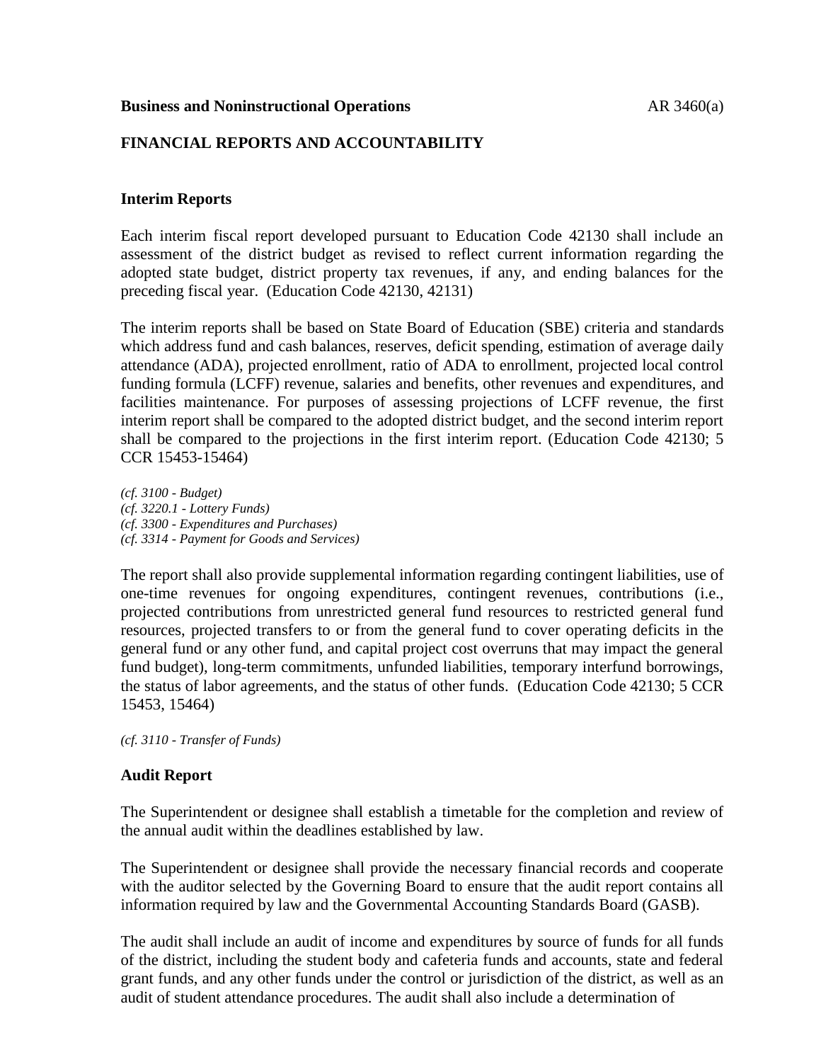**Business and Noninstructional Operations** AR 3460(a)

## FINANCIAL REPORTS AND ACCOUNTABILITY

### Interim Reports

Each interim fiscal report developed pursuant to Education Code 42130 shall include an assessment of the district budget as revised to reflect current information regarding the adopted state budget, district property tax revenues, if any, and ending balances for the preceding fiscal year. (Education Code 42130, 42131)

The interim reports shall be based on State Board of Education (SBE) criteria and standards which address fund and cash balances, reserves, deficit spending, estimation of average daily attendance (ADA), projected enrollment, ratio of ADA to enrollment, projected local control funding formula (LCFF) revenue, salaries and benefits, other revenues and expenditures, and facilities maintenance. For purposes of assessing projections of LCFF revenue, the first interim report shall be compared to the adopted district budget, and the second interim report shall be compared to the projections in the first interim report. (Education Code 42130; 5 CCR 15453-15464)

*(cf. 3100 - Budget)*
*(cf. 3220.1 - Lottery Funds)*
*(cf. 3300 - Expenditures and Purchases)*
*(cf. 3314 - Payment for Goods and Services)*

The report shall also provide supplemental information regarding contingent liabilities, use of one-time revenues for ongoing expenditures, contingent revenues, contributions (i.e., projected contributions from unrestricted general fund resources to restricted general fund resources, projected transfers to or from the general fund to cover operating deficits in the general fund or any other fund, and capital project cost overruns that may impact the general fund budget), long-term commitments, unfunded liabilities, temporary interfund borrowings, the status of labor agreements, and the status of other funds. (Education Code 42130; 5 CCR 15453, 15464)

*(cf. 3110 - Transfer of Funds)*

### Audit Report

The Superintendent or designee shall establish a timetable for the completion and review of the annual audit within the deadlines established by law.

The Superintendent or designee shall provide the necessary financial records and cooperate with the auditor selected by the Governing Board to ensure that the audit report contains all information required by law and the Governmental Accounting Standards Board (GASB).

The audit shall include an audit of income and expenditures by source of funds for all funds of the district, including the student body and cafeteria funds and accounts, state and federal grant funds, and any other funds under the control or jurisdiction of the district, as well as an audit of student attendance procedures. The audit shall also include a determination of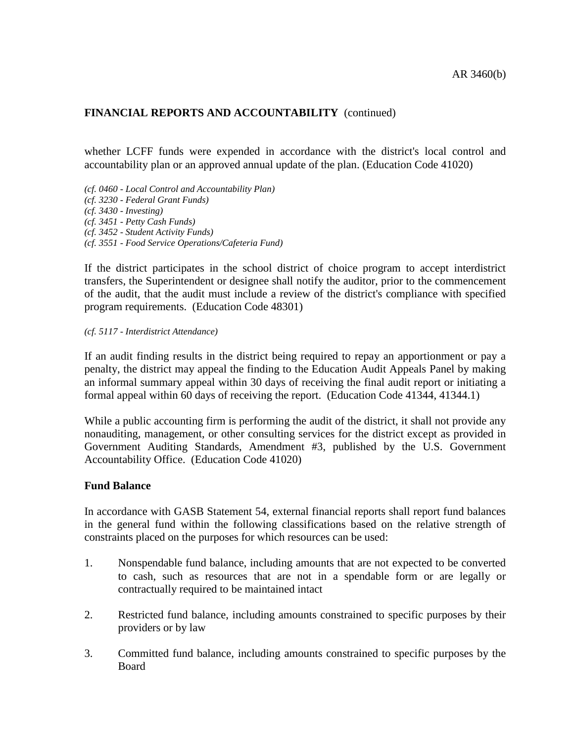**FINANCIAL REPORTS AND ACCOUNTABILITY** (continued)

whether LCFF funds were expended in accordance with the district's local control and accountability plan or an approved annual update of the plan. (Education Code 41020)

*(cf. 0460 - Local Control and Accountability Plan)*
*(cf. 3230 - Federal Grant Funds)*
*(cf. 3430 - Investing)*
*(cf. 3451 - Petty Cash Funds)*
*(cf. 3452 - Student Activity Funds)*
*(cf. 3551 - Food Service Operations/Cafeteria Fund)*

If the district participates in the school district of choice program to accept interdistrict transfers, the Superintendent or designee shall notify the auditor, prior to the commencement of the audit, that the audit must include a review of the district's compliance with specified program requirements. (Education Code 48301)

*(cf. 5117 - Interdistrict Attendance)*

If an audit finding results in the district being required to repay an apportionment or pay a penalty, the district may appeal the finding to the Education Audit Appeals Panel by making an informal summary appeal within 30 days of receiving the final audit report or initiating a formal appeal within 60 days of receiving the report. (Education Code 41344, 41344.1)

While a public accounting firm is performing the audit of the district, it shall not provide any nonauditing, management, or other consulting services for the district except as provided in Government Auditing Standards, Amendment #3, published by the U.S. Government Accountability Office. (Education Code 41020)

**Fund Balance**

In accordance with GASB Statement 54, external financial reports shall report fund balances in the general fund within the following classifications based on the relative strength of constraints placed on the purposes for which resources can be used:

1. Nonspendable fund balance, including amounts that are not expected to be converted to cash, such as resources that are not in a spendable form or are legally or contractually required to be maintained intact

2. Restricted fund balance, including amounts constrained to specific purposes by their providers or by law

3. Committed fund balance, including amounts constrained to specific purposes by the Board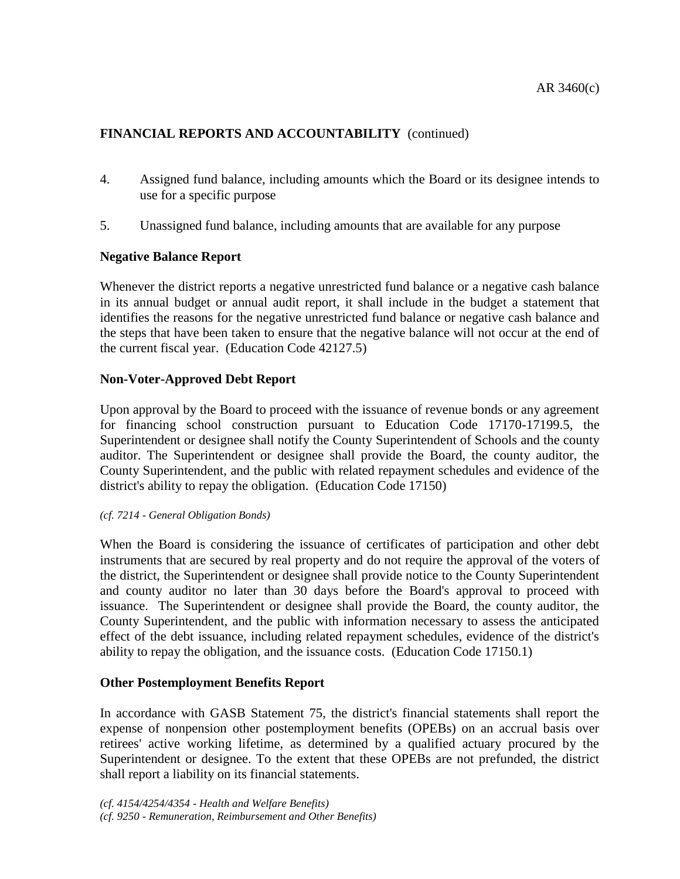4. Assigned fund balance, including amounts which the Board or its designee intends to use for a specific purpose

5. Unassigned fund balance, including amounts that are available for any purpose

**Negative Balance Report**

Whenever the district reports a negative unrestricted fund balance or a negative cash balance in its annual budget or annual audit report, it shall include in the budget a statement that identifies the reasons for the negative unrestricted fund balance or negative cash balance and the steps that have been taken to ensure that the negative balance will not occur at the end of the current fiscal year. (Education Code 42127.5)

**Non-Voter-Approved Debt Report**

Upon approval by the Board to proceed with the issuance of revenue bonds or any agreement for financing school construction pursuant to Education Code 17170-17199.5, the Superintendent or designee shall notify the County Superintendent of Schools and the county auditor. The Superintendent or designee shall provide the Board, the county auditor, the County Superintendent, and the public with related repayment schedules and evidence of the district's ability to repay the obligation. (Education Code 17150)

*(cf. 7214 - General Obligation Bonds)*

When the Board is considering the issuance of certificates of participation and other debt instruments that are secured by real property and do not require the approval of the voters of the district, the Superintendent or designee shall provide notice to the County Superintendent and county auditor no later than 30 days before the Board's approval to proceed with issuance. The Superintendent or designee shall provide the Board, the county auditor, the County Superintendent, and the public with information necessary to assess the anticipated effect of the debt issuance, including related repayment schedules, evidence of the district's ability to repay the obligation, and the issuance costs. (Education Code 17150.1)

**Other Postemployment Benefits Report**

In accordance with GASB Statement 75, the district's financial statements shall report the expense of nonpension other postemployment benefits (OPEBs) on an accrual basis over retirees' active working lifetime, as determined by a qualified actuary procured by the Superintendent or designee. To the extent that these OPEBs are not prefunded, the district shall report a liability on its financial statements.

*(cf. 4154/4254/4354 - Health and Welfare Benefits)*
*(cf. 9250 - Remuneration, Reimbursement and Other Benefits)*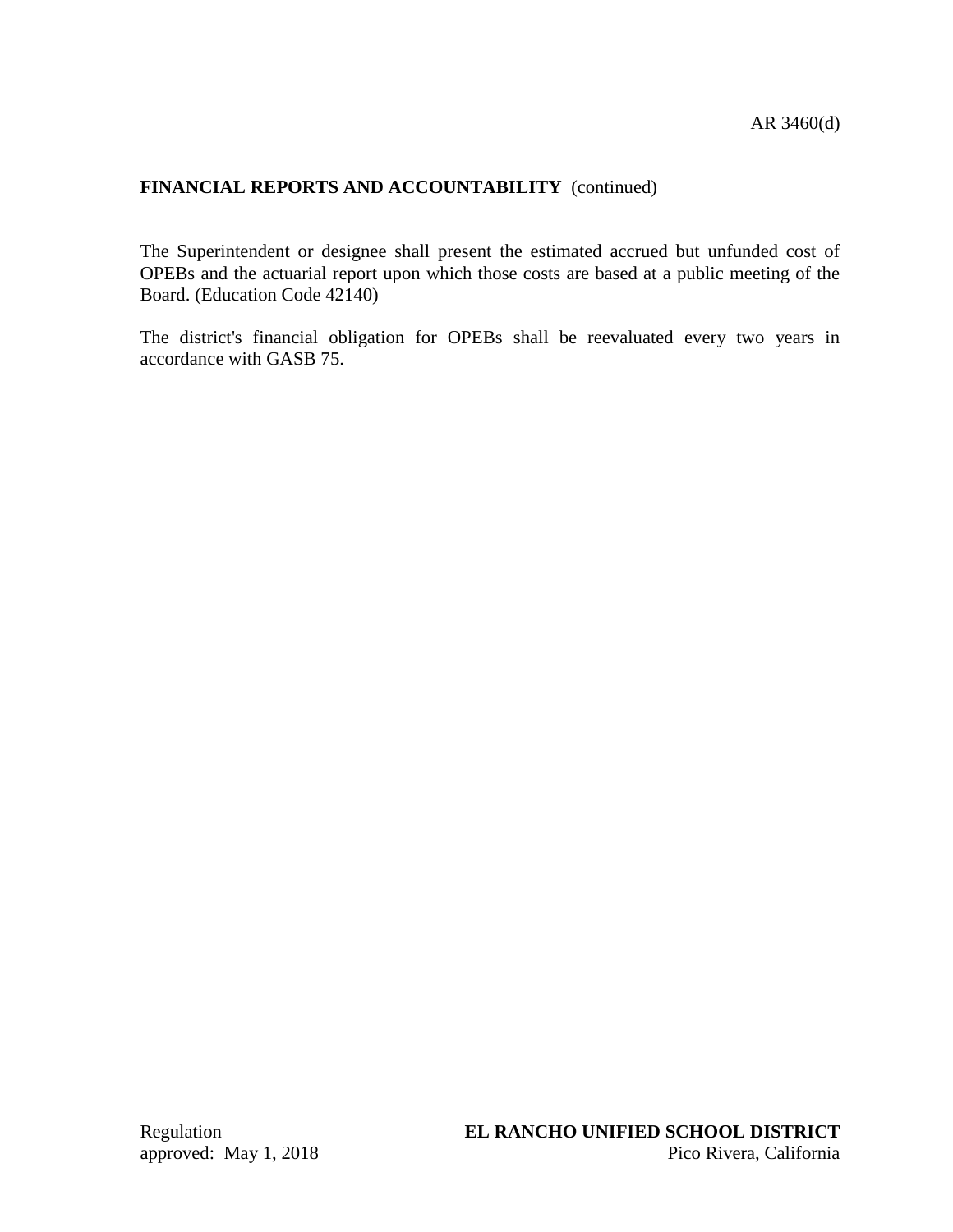The Superintendent or designee shall present the estimated accrued but unfunded cost of OPEBs and the actuarial report upon which those costs are based at a public meeting of the Board. (Education Code 42140)

The district's financial obligation for OPEBs shall be reevaluated every two years in accordance with GASB 75.

Regulation
approved: May 1, 2018

**EL RANCHO UNIFIED SCHOOL DISTRICT**
Pico Rivera, California